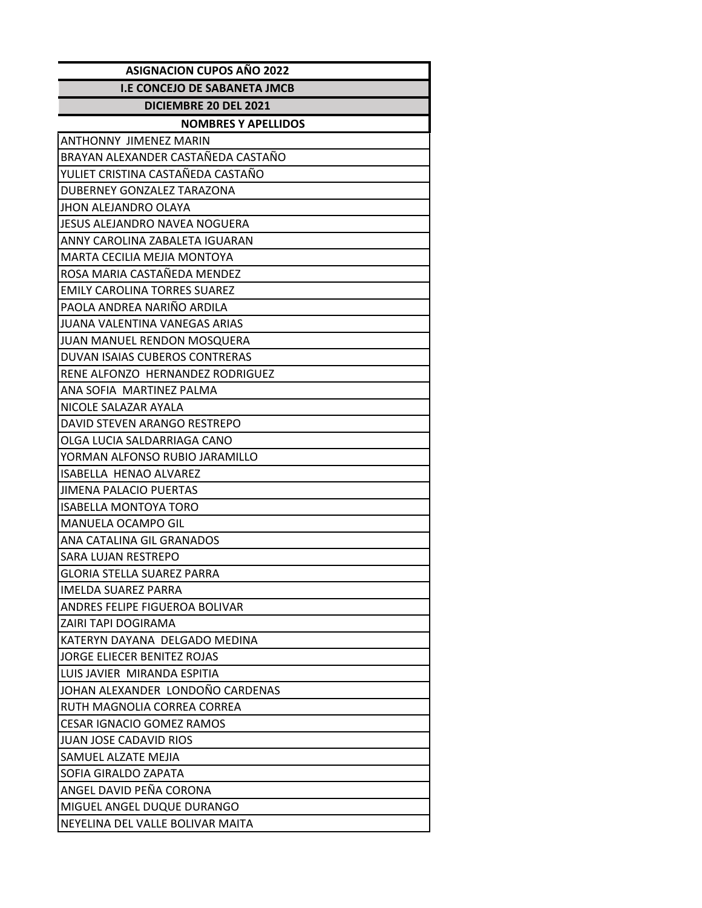| ASIGNACION CUPOS AÑO 2022 |
| --- |
| I.E CONCEJO DE SABANETA JMCB |
| DICIEMBRE 20 DEL 2021 |
| NOMBRES Y APELLIDOS |
| ANTHONNY JIMENEZ MARIN |
| BRAYAN ALEXANDER CASTAÑEDA CASTAÑO |
| YULIET CRISTINA CASTAÑEDA CASTAÑO |
| DUBERNEY GONZALEZ TARAZONA |
| JHON ALEJANDRO OLAYA |
| JESUS ALEJANDRO NAVEA NOGUERA |
| ANNY CAROLINA ZABALETA IGUARAN |
| MARTA CECILIA MEJIA MONTOYA |
| ROSA MARIA CASTAÑEDA MENDEZ |
| EMILY CAROLINA TORRES SUAREZ |
| PAOLA ANDREA NARIÑO ARDILA |
| JUANA VALENTINA VANEGAS ARIAS |
| JUAN MANUEL RENDON MOSQUERA |
| DUVAN ISAIAS CUBEROS CONTRERAS |
| RENE ALFONZO HERNANDEZ RODRIGUEZ |
| ANA SOFIA MARTINEZ PALMA |
| NICOLE SALAZAR AYALA |
| DAVID STEVEN ARANGO RESTREPO |
| OLGA LUCIA SALDARRIAGA CANO |
| YORMAN ALFONSO RUBIO JARAMILLO |
| ISABELLA HENAO ALVAREZ |
| JIMENA PALACIO PUERTAS |
| ISABELLA MONTOYA TORO |
| MANUELA OCAMPO GIL |
| ANA CATALINA GIL GRANADOS |
| SARA LUJAN RESTREPO |
| GLORIA STELLA SUAREZ PARRA |
| IMELDA SUAREZ PARRA |
| ANDRES FELIPE FIGUEROA BOLIVAR |
| ZAIRI TAPI DOGIRAMA |
| KATERYN DAYANA DELGADO MEDINA |
| JORGE ELIECER BENITEZ ROJAS |
| LUIS JAVIER MIRANDA ESPITIA |
| JOHAN ALEXANDER LONDOÑO CARDENAS |
| RUTH MAGNOLIA CORREA CORREA |
| CESAR IGNACIO GOMEZ RAMOS |
| JUAN JOSE CADAVID RIOS |
| SAMUEL ALZATE MEJIA |
| SOFIA GIRALDO ZAPATA |
| ANGEL DAVID PEÑA CORONA |
| MIGUEL ANGEL DUQUE DURANGO |
| NEYELINA DEL VALLE BOLIVAR MAITA |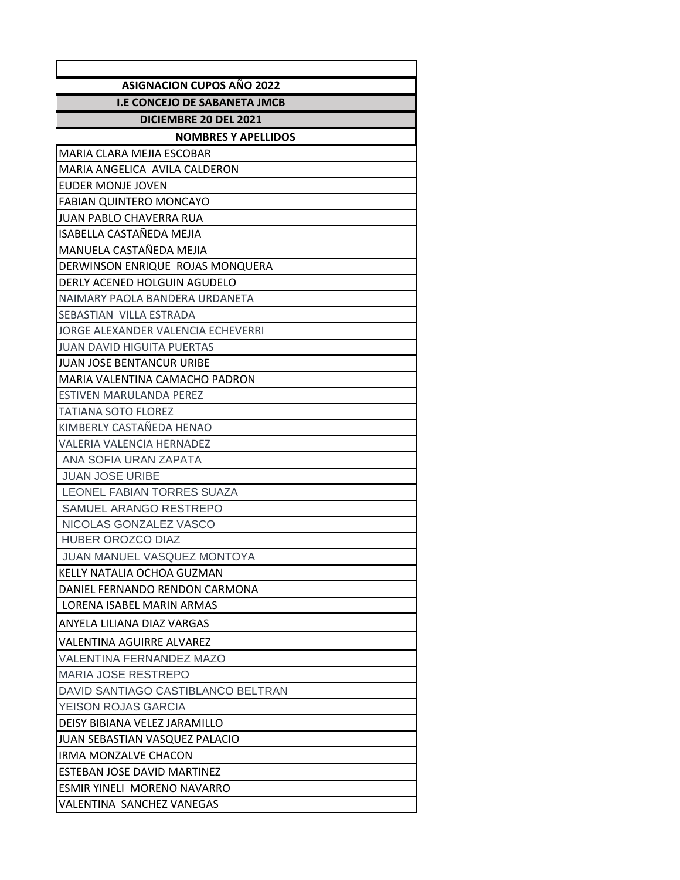| ASIGNACION CUPOS AÑO 2022 |
|---|
| **I.E CONCEJO DE SABANETA JMCB** |
| **DICIEMBRE 20 DEL 2021** |
| **NOMBRES Y APELLIDOS** |
| MARIA CLARA MEJIA ESCOBAR |
| MARIA ANGELICA AVILA CALDERON |
| EUDER MONJE JOVEN |
| FABIAN QUINTERO MONCAYO |
| JUAN PABLO CHAVERRA RUA |
| ISABELLA CASTAÑEDA MEJIA |
| MANUELA CASTAÑEDA MEJIA |
| DERWINSON ENRIQUE ROJAS MONQUERA |
| DERLY ACENED HOLGUIN AGUDELO |
| NAIMARY PAOLA BANDERA URDANETA |
| SEBASTIAN VILLA ESTRADA |
| JORGE ALEXANDER VALENCIA ECHEVERRI |
| JUAN DAVID HIGUITA PUERTAS |
| JUAN JOSE BENTANCUR URIBE |
| MARIA VALENTINA CAMACHO PADRON |
| ESTIVEN MARULANDA PEREZ |
| TATIANA SOTO FLOREZ |
| KIMBERLY CASTAÑEDA HENAO |
| VALERIA VALENCIA HERNADEZ |
| ANA SOFIA URAN ZAPATA |
| JUAN JOSE URIBE |
| LEONEL FABIAN TORRES SUAZA |
| SAMUEL ARANGO RESTREPO |
| NICOLAS GONZALEZ VASCO |
| HUBER OROZCO DIAZ |
| JUAN MANUEL VASQUEZ MONTOYA |
| KELLY NATALIA OCHOA GUZMAN |
| DANIEL FERNANDO RENDON CARMONA |
| LORENA ISABEL MARIN ARMAS |
| ANYELA LILIANA DIAZ VARGAS |
| VALENTINA AGUIRRE ALVAREZ |
| VALENTINA FERNANDEZ MAZO |
| MARIA JOSE RESTREPO |
| DAVID SANTIAGO CASTIBLANCO BELTRAN |
| YEISON ROJAS GARCIA |
| DEISY BIBIANA VELEZ JARAMILLO |
| JUAN SEBASTIAN VASQUEZ PALACIO |
| IRMA MONZALVE CHACON |
| ESTEBAN JOSE DAVID MARTINEZ |
| ESMIR YINELI MORENO NAVARRO |
| VALENTINA SANCHEZ VANEGAS |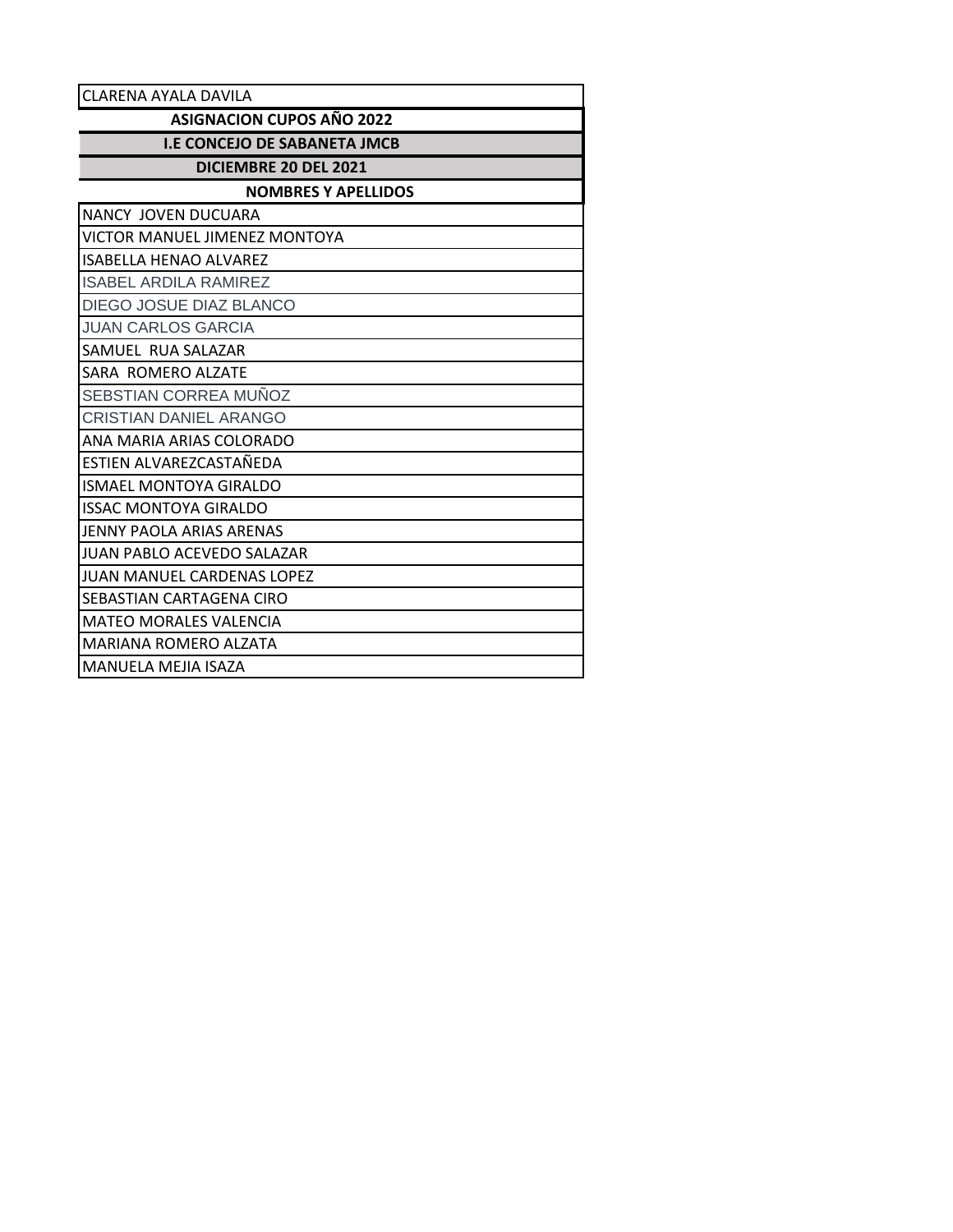| |
|---|
| CLARENA AYALA DAVILA |
| **ASIGNACION CUPOS AÑO 2022** |
| **I.E CONCEJO DE SABANETA JMCB** |
| **DICIEMBRE 20 DEL 2021** |
| **NOMBRES Y APELLIDOS** |
| NANCY JOVEN DUCUARA |
| VICTOR MANUEL JIMENEZ MONTOYA |
| ISABELLA HENAO ALVAREZ |
| ISABEL ARDILA RAMIREZ |
| DIEGO JOSUE DIAZ BLANCO |
| JUAN CARLOS GARCIA |
| SAMUEL RUA SALAZAR |
| SARA ROMERO ALZATE |
| SEBSTIAN CORREA MUÑOZ |
| CRISTIAN DANIEL ARANGO |
| ANA MARIA ARIAS COLORADO |
| ESTIEN ALVAREZCASTAÑEDA |
| ISMAEL MONTOYA GIRALDO |
| ISSAC MONTOYA GIRALDO |
| JENNY PAOLA ARIAS ARENAS |
| JUAN PABLO ACEVEDO SALAZAR |
| JUAN MANUEL CARDENAS LOPEZ |
| SEBASTIAN CARTAGENA CIRO |
| MATEO MORALES VALENCIA |
| MARIANA ROMERO ALZATA |
| MANUELA MEJIA ISAZA |